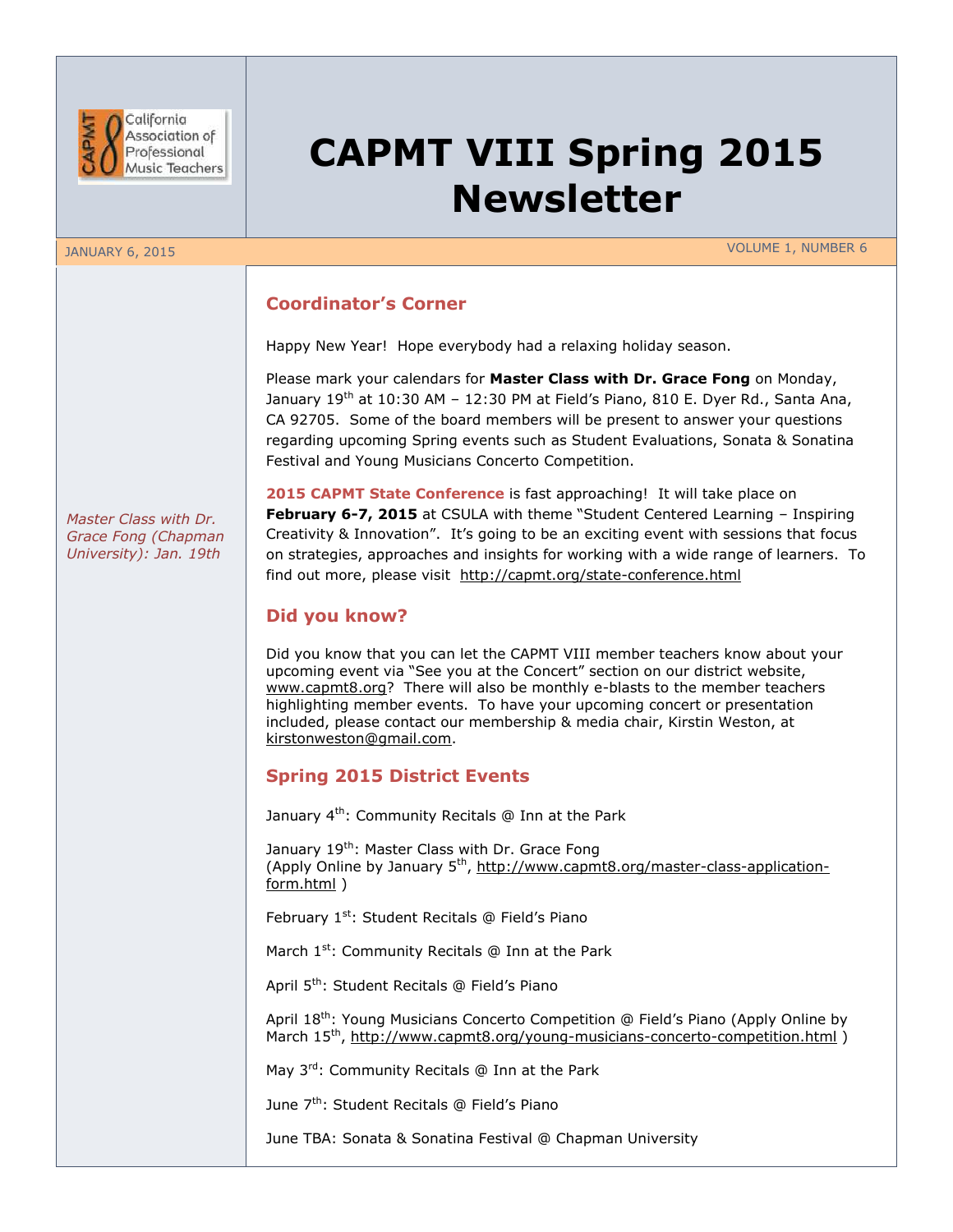California Association of Professional Music Teachers

# CAPMT VIII Spring 2015 Newsletter

JANUARY 6, 2015

VOLUME 1, NUMBER 6

*Master Class with Dr. Grace Fong (Chapman University): Jan. 19th*

## Coordinator's Corner

Happy New Year! Hope everybody had a relaxing holiday season.

Please mark your calendars for **Master Class with Dr. Grace Fong** on Monday, January 19th at 10:30 AM – 12:30 PM at Field's Piano, 810 E. Dyer Rd., Santa Ana, CA 92705. Some of the board members will be present to answer your questions regarding upcoming Spring events such as Student Evaluations, Sonata & Sonatina Festival and Young Musicians Concerto Competition.

**2015 CAPMT State Conference** is fast approaching! It will take place on **February 6-7, 2015** at CSULA with theme "Student Centered Learning – Inspiring Creativity & Innovation". It's going to be an exciting event with sessions that focus on strategies, approaches and insights for working with a wide range of learners. To find out more, please visit http://capmt.org/state-conference.html

## Did you know?

Did you know that you can let the CAPMT VIII member teachers know about your upcoming event via "See you at the Concert" section on our district website, www.capmt8.org? There will also be monthly e-blasts to the member teachers highlighting member events. To have your upcoming concert or presentation included, please contact our membership & media chair, Kirstin Weston, at kirstonweston@gmail.com.

## Spring 2015 District Events

January 4th: Community Recitals @ Inn at the Park

January 19th: Master Class with Dr. Grace Fong
(Apply Online by January 5th, http://www.capmt8.org/master-class-application-form.html )

February 1st: Student Recitals @ Field's Piano

March 1st: Community Recitals @ Inn at the Park

April 5th: Student Recitals @ Field's Piano

April 18th: Young Musicians Concerto Competition @ Field's Piano (Apply Online by March 15th, http://www.capmt8.org/young-musicians-concerto-competition.html )

May 3rd: Community Recitals @ Inn at the Park

June 7th: Student Recitals @ Field's Piano

June TBA: Sonata & Sonatina Festival @ Chapman University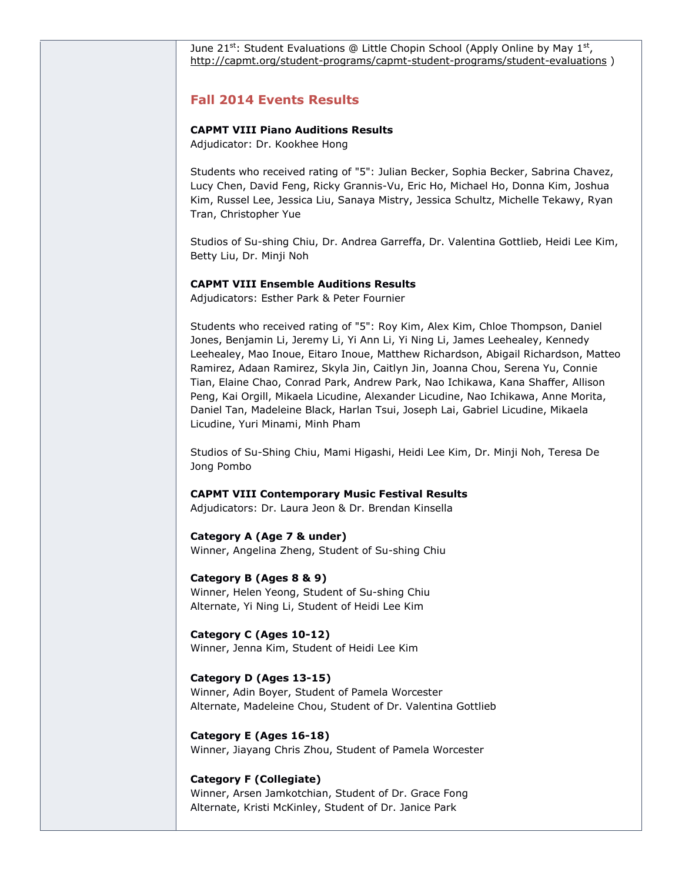June 21st: Student Evaluations @ Little Chopin School (Apply Online by May 1st, http://capmt.org/student-programs/capmt-student-programs/student-evaluations )

## Fall 2014 Events Results

**CAPMT VIII Piano Auditions Results**
Adjudicator: Dr. Kookhee Hong

Students who received rating of "5": Julian Becker, Sophia Becker, Sabrina Chavez, Lucy Chen, David Feng, Ricky Grannis-Vu, Eric Ho, Michael Ho, Donna Kim, Joshua Kim, Russel Lee, Jessica Liu, Sanaya Mistry, Jessica Schultz, Michelle Tekawy, Ryan Tran, Christopher Yue

Studios of Su-shing Chiu, Dr. Andrea Garreffa, Dr. Valentina Gottlieb, Heidi Lee Kim, Betty Liu, Dr. Minji Noh

**CAPMT VIII Ensemble Auditions Results**
Adjudicators: Esther Park & Peter Fournier

Students who received rating of "5": Roy Kim, Alex Kim, Chloe Thompson, Daniel Jones, Benjamin Li, Jeremy Li, Yi Ann Li, Yi Ning Li, James Leehealey, Kennedy Leehealey, Mao Inoue, Eitaro Inoue, Matthew Richardson, Abigail Richardson, Matteo Ramirez, Adaan Ramirez, Skyla Jin, Caitlyn Jin, Joanna Chou, Serena Yu, Connie Tian, Elaine Chao, Conrad Park, Andrew Park, Nao Ichikawa, Kana Shaffer, Allison Peng, Kai Orgill, Mikaela Licudine, Alexander Licudine, Nao Ichikawa, Anne Morita, Daniel Tan, Madeleine Black, Harlan Tsui, Joseph Lai, Gabriel Licudine, Mikaela Licudine, Yuri Minami, Minh Pham

Studios of Su-Shing Chiu, Mami Higashi, Heidi Lee Kim, Dr. Minji Noh, Teresa De Jong Pombo

**CAPMT VIII Contemporary Music Festival Results**
Adjudicators: Dr. Laura Jeon & Dr. Brendan Kinsella

**Category A (Age 7 & under)**
Winner, Angelina Zheng, Student of Su-shing Chiu

**Category B (Ages 8 & 9)**
Winner, Helen Yeong, Student of Su-shing Chiu
Alternate, Yi Ning Li, Student of Heidi Lee Kim

**Category C (Ages 10-12)**
Winner, Jenna Kim, Student of Heidi Lee Kim

**Category D (Ages 13-15)**
Winner, Adin Boyer, Student of Pamela Worcester
Alternate, Madeleine Chou, Student of Dr. Valentina Gottlieb

**Category E (Ages 16-18)**
Winner, Jiayang Chris Zhou, Student of Pamela Worcester

**Category F (Collegiate)**
Winner, Arsen Jamkotchian, Student of Dr. Grace Fong
Alternate, Kristi McKinley, Student of Dr. Janice Park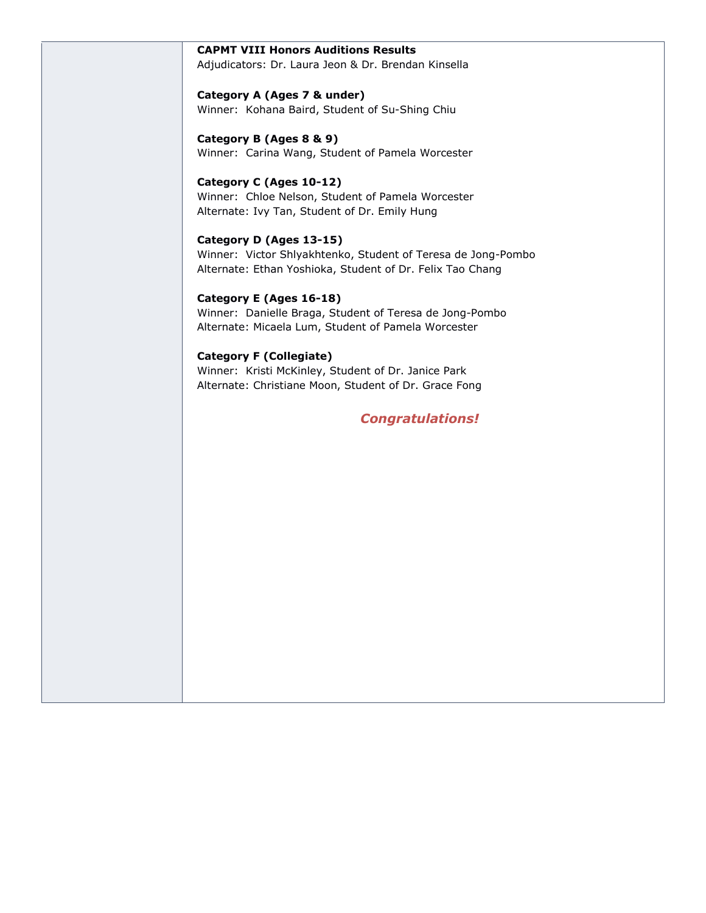**CAPMT VIII Honors Auditions Results**
Adjudicators: Dr. Laura Jeon & Dr. Brendan Kinsella

**Category A (Ages 7 & under)**
Winner: Kohana Baird, Student of Su-Shing Chiu

**Category B (Ages 8 & 9)**
Winner: Carina Wang, Student of Pamela Worcester

**Category C (Ages 10-12)**
Winner: Chloe Nelson, Student of Pamela Worcester
Alternate: Ivy Tan, Student of Dr. Emily Hung

**Category D (Ages 13-15)**
Winner: Victor Shlyakhtenko, Student of Teresa de Jong-Pombo
Alternate: Ethan Yoshioka, Student of Dr. Felix Tao Chang

**Category E (Ages 16-18)**
Winner: Danielle Braga, Student of Teresa de Jong-Pombo
Alternate: Micaela Lum, Student of Pamela Worcester

**Category F (Collegiate)**
Winner: Kristi McKinley, Student of Dr. Janice Park
Alternate: Christiane Moon, Student of Dr. Grace Fong

***Congratulations!***